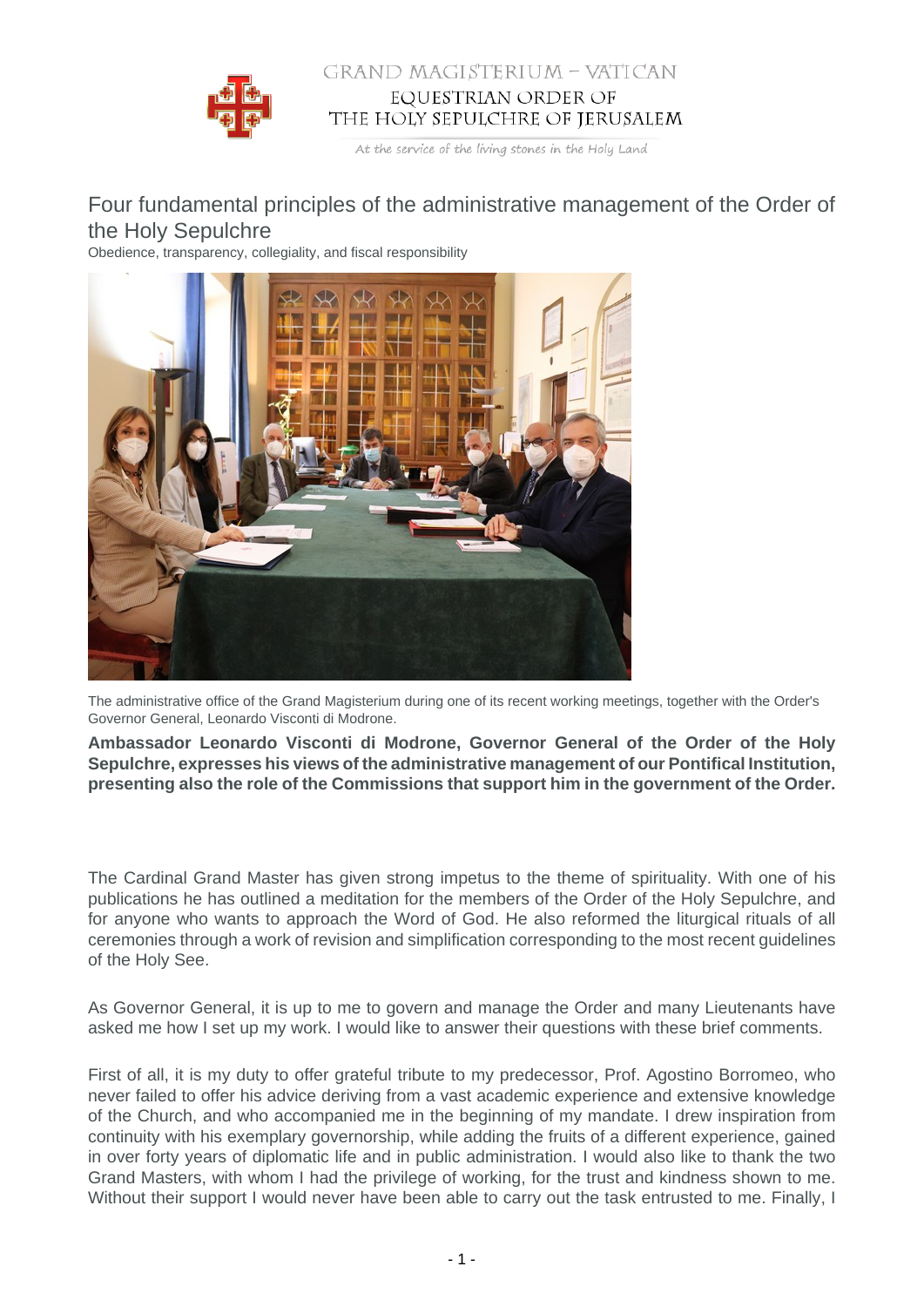GRAND MAGISTERIUM – VATICAN

EQUESTRIAN ORDER OF THE HOLY SEPULCHRE OF JERUSALEM

*At the service of the living stones in the Holy Land*

# Four fundamental principles of the administrative management of the Order of the Holy Sepulchre

Obedience, transparency, collegiality, and fiscal responsibility

The administrative office of the Grand Magisterium during one of its recent working meetings, together with the Order's Governor General, Leonardo Visconti di Modrone.

**Ambassador Leonardo Visconti di Modrone, Governor General of the Order of the Holy Sepulchre, expresses his views of the administrative management of our Pontifical Institution, presenting also the role of the Commissions that support him in the government of the Order.**

The Cardinal Grand Master has given strong impetus to the theme of spirituality. With one of his publications he has outlined a meditation for the members of the Order of the Holy Sepulchre, and for anyone who wants to approach the Word of God. He also reformed the liturgical rituals of all ceremonies through a work of revision and simplification corresponding to the most recent guidelines of the Holy See.

As Governor General, it is up to me to govern and manage the Order and many Lieutenants have asked me how I set up my work. I would like to answer their questions with these brief comments.

First of all, it is my duty to offer grateful tribute to my predecessor, Prof. Agostino Borromeo, who never failed to offer his advice deriving from a vast academic experience and extensive knowledge of the Church, and who accompanied me in the beginning of my mandate. I drew inspiration from continuity with his exemplary governorship, while adding the fruits of a different experience, gained in over forty years of diplomatic life and in public administration. I would also like to thank the two Grand Masters, with whom I had the privilege of working, for the trust and kindness shown to me. Without their support I would never have been able to carry out the task entrusted to me. Finally, I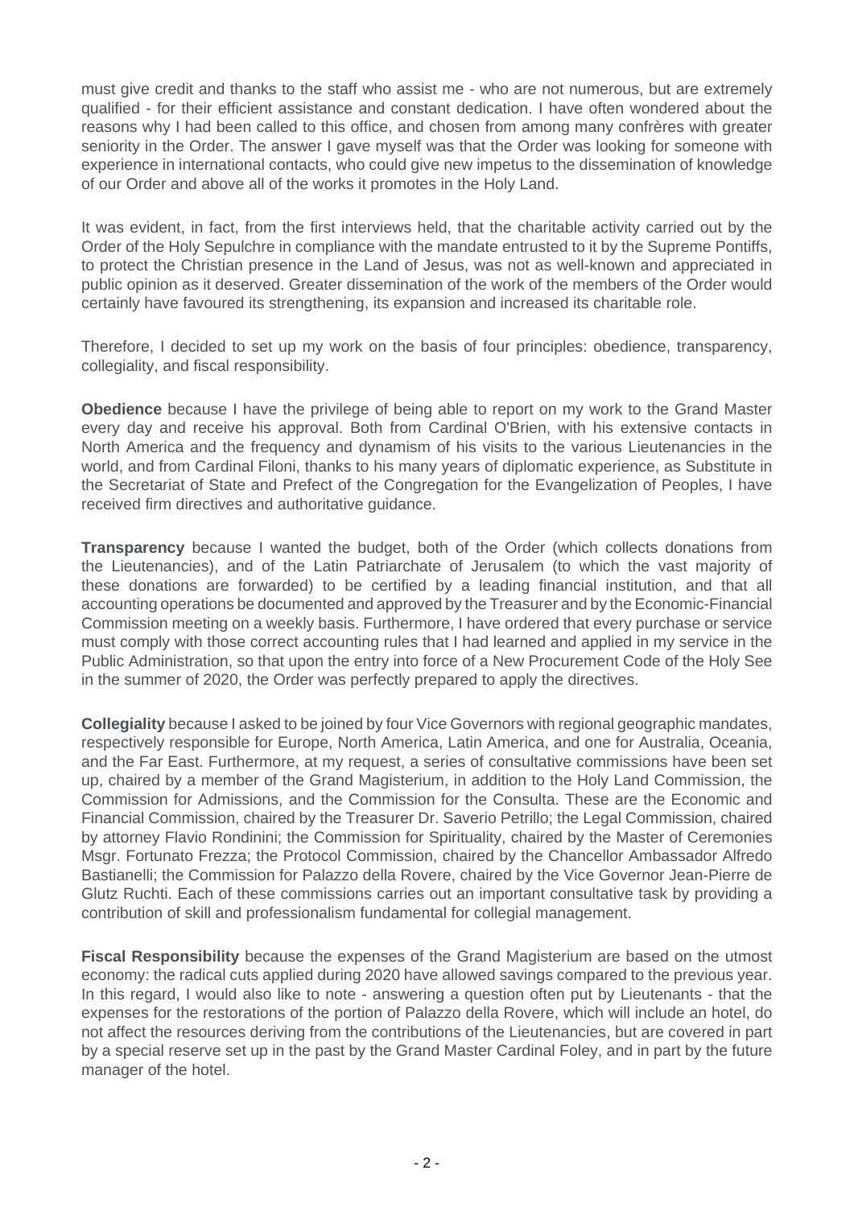must give credit and thanks to the staff who assist me - who are not numerous, but are extremely qualified - for their efficient assistance and constant dedication. I have often wondered about the reasons why I had been called to this office, and chosen from among many confrères with greater seniority in the Order. The answer I gave myself was that the Order was looking for someone with experience in international contacts, who could give new impetus to the dissemination of knowledge of our Order and above all of the works it promotes in the Holy Land.

It was evident, in fact, from the first interviews held, that the charitable activity carried out by the Order of the Holy Sepulchre in compliance with the mandate entrusted to it by the Supreme Pontiffs, to protect the Christian presence in the Land of Jesus, was not as well-known and appreciated in public opinion as it deserved. Greater dissemination of the work of the members of the Order would certainly have favoured its strengthening, its expansion and increased its charitable role.

Therefore, I decided to set up my work on the basis of four principles: obedience, transparency, collegiality, and fiscal responsibility.

**Obedience** because I have the privilege of being able to report on my work to the Grand Master every day and receive his approval. Both from Cardinal O'Brien, with his extensive contacts in North America and the frequency and dynamism of his visits to the various Lieutenancies in the world, and from Cardinal Filoni, thanks to his many years of diplomatic experience, as Substitute in the Secretariat of State and Prefect of the Congregation for the Evangelization of Peoples, I have received firm directives and authoritative guidance.

**Transparency** because I wanted the budget, both of the Order (which collects donations from the Lieutenancies), and of the Latin Patriarchate of Jerusalem (to which the vast majority of these donations are forwarded) to be certified by a leading financial institution, and that all accounting operations be documented and approved by the Treasurer and by the Economic-Financial Commission meeting on a weekly basis. Furthermore, I have ordered that every purchase or service must comply with those correct accounting rules that I had learned and applied in my service in the Public Administration, so that upon the entry into force of a New Procurement Code of the Holy See in the summer of 2020, the Order was perfectly prepared to apply the directives.

**Collegiality** because I asked to be joined by four Vice Governors with regional geographic mandates, respectively responsible for Europe, North America, Latin America, and one for Australia, Oceania, and the Far East. Furthermore, at my request, a series of consultative commissions have been set up, chaired by a member of the Grand Magisterium, in addition to the Holy Land Commission, the Commission for Admissions, and the Commission for the Consulta. These are the Economic and Financial Commission, chaired by the Treasurer Dr. Saverio Petrillo; the Legal Commission, chaired by attorney Flavio Rondinini; the Commission for Spirituality, chaired by the Master of Ceremonies Msgr. Fortunato Frezza; the Protocol Commission, chaired by the Chancellor Ambassador Alfredo Bastianelli; the Commission for Palazzo della Rovere, chaired by the Vice Governor Jean-Pierre de Glutz Ruchti. Each of these commissions carries out an important consultative task by providing a contribution of skill and professionalism fundamental for collegial management.

**Fiscal Responsibility** because the expenses of the Grand Magisterium are based on the utmost economy: the radical cuts applied during 2020 have allowed savings compared to the previous year. In this regard, I would also like to note - answering a question often put by Lieutenants - that the expenses for the restorations of the portion of Palazzo della Rovere, which will include an hotel, do not affect the resources deriving from the contributions of the Lieutenancies, but are covered in part by a special reserve set up in the past by the Grand Master Cardinal Foley, and in part by the future manager of the hotel.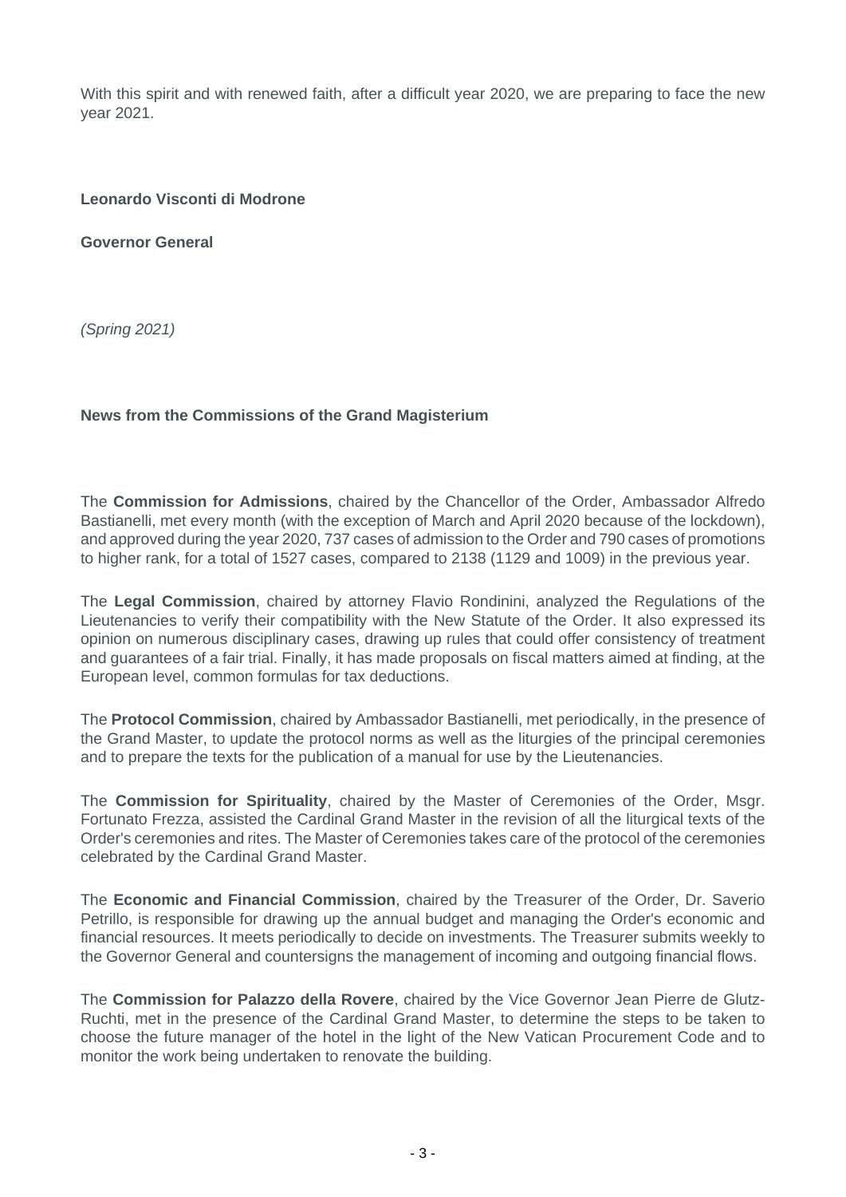With this spirit and with renewed faith, after a difficult year 2020, we are preparing to face the new year 2021.

**Leonardo Visconti di Modrone**

**Governor General**

*(Spring 2021)*

## News from the Commissions of the Grand Magisterium

The **Commission for Admissions**, chaired by the Chancellor of the Order, Ambassador Alfredo Bastianelli, met every month (with the exception of March and April 2020 because of the lockdown), and approved during the year 2020, 737 cases of admission to the Order and 790 cases of promotions to higher rank, for a total of 1527 cases, compared to 2138 (1129 and 1009) in the previous year.

The **Legal Commission**, chaired by attorney Flavio Rondinini, analyzed the Regulations of the Lieutenancies to verify their compatibility with the New Statute of the Order. It also expressed its opinion on numerous disciplinary cases, drawing up rules that could offer consistency of treatment and guarantees of a fair trial. Finally, it has made proposals on fiscal matters aimed at finding, at the European level, common formulas for tax deductions.

The **Protocol Commission**, chaired by Ambassador Bastianelli, met periodically, in the presence of the Grand Master, to update the protocol norms as well as the liturgies of the principal ceremonies and to prepare the texts for the publication of a manual for use by the Lieutenancies.

The **Commission for Spirituality**, chaired by the Master of Ceremonies of the Order, Msgr. Fortunato Frezza, assisted the Cardinal Grand Master in the revision of all the liturgical texts of the Order's ceremonies and rites. The Master of Ceremonies takes care of the protocol of the ceremonies celebrated by the Cardinal Grand Master.

The **Economic and Financial Commission**, chaired by the Treasurer of the Order, Dr. Saverio Petrillo, is responsible for drawing up the annual budget and managing the Order's economic and financial resources. It meets periodically to decide on investments. The Treasurer submits weekly to the Governor General and countersigns the management of incoming and outgoing financial flows.

The **Commission for Palazzo della Rovere**, chaired by the Vice Governor Jean Pierre de Glutz-Ruchti, met in the presence of the Cardinal Grand Master, to determine the steps to be taken to choose the future manager of the hotel in the light of the New Vatican Procurement Code and to monitor the work being undertaken to renovate the building.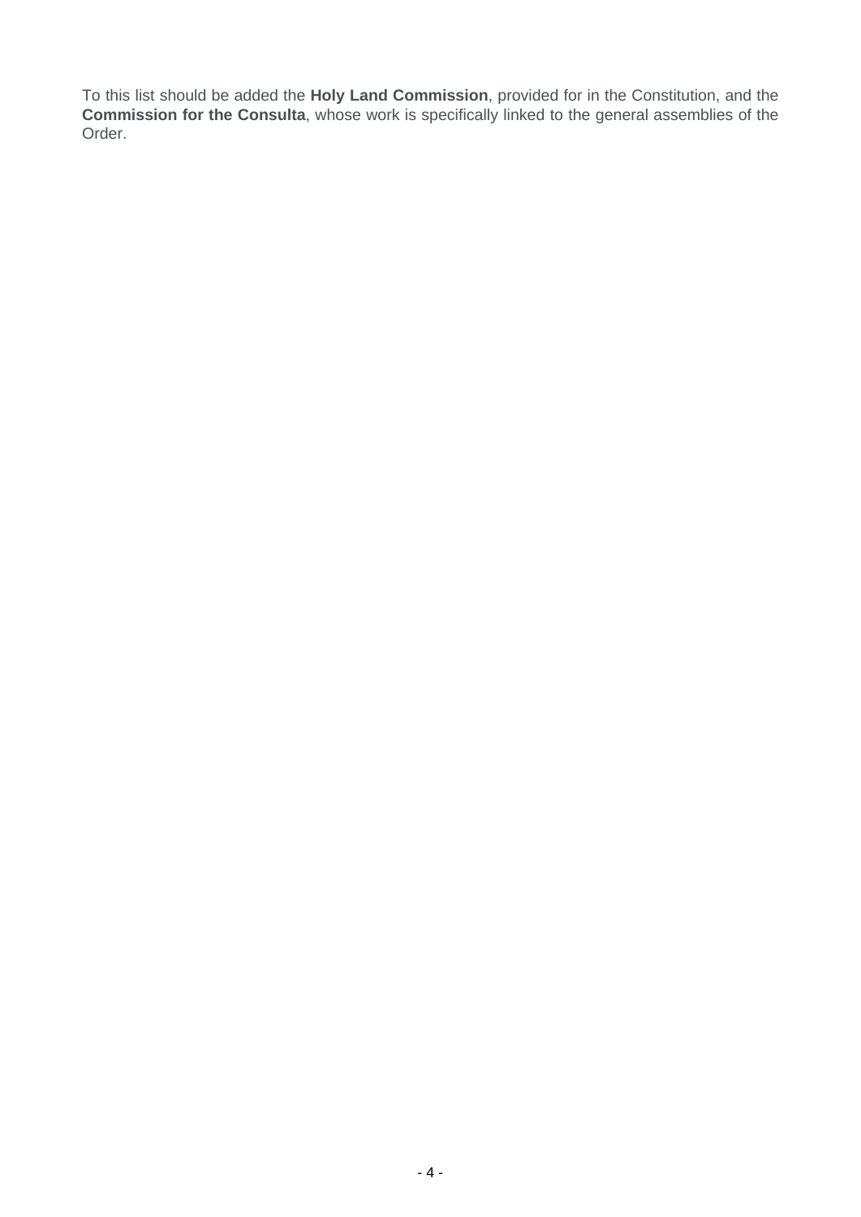To this list should be added the **Holy Land Commission**, provided for in the Constitution, and the **Commission for the Consulta**, whose work is specifically linked to the general assemblies of the Order.